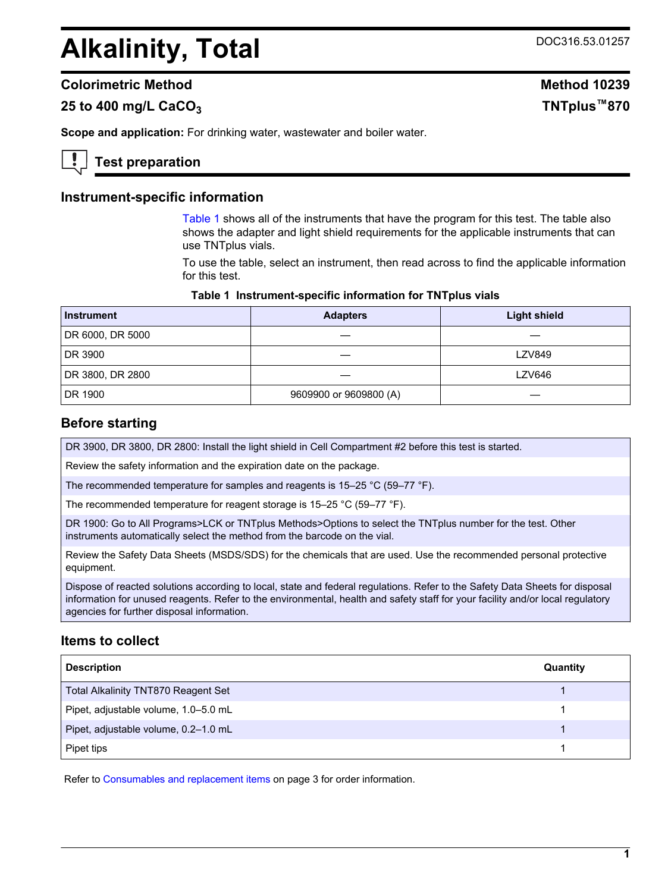# Alkalinity, Total

DOC316.53.01257

## Colorimetric Method

**Method 10239**

**25 to 400 mg/L $CaCO_3$**

**TNTplus™870**

**Scope and application:** For drinking water, wastewater and boiler water.

## Test preparation

### Instrument-specific information

Table 1 shows all of the instruments that have the program for this test. The table also shows the adapter and light shield requirements for the applicable instruments that can use TNTplus vials.

To use the table, select an instrument, then read across to find the applicable information for this test.

**Table 1 Instrument-specific information for TNTplus vials**

| Instrument | Adapters | Light shield |
|---|---|---|
| DR 6000, DR 5000 | — | — |
| DR 3900 | — | LZV849 |
| DR 3800, DR 2800 | — | LZV646 |
| DR 1900 | 9609900 or 9609800 (A) | — |

### Before starting

DR 3900, DR 3800, DR 2800: Install the light shield in Cell Compartment #2 before this test is started.

Review the safety information and the expiration date on the package.

The recommended temperature for samples and reagents is 15–25 °C (59–77 °F).

The recommended temperature for reagent storage is 15–25 °C (59–77 °F).

DR 1900: Go to All Programs>LCK or TNTplus Methods>Options to select the TNTplus number for the test. Other instruments automatically select the method from the barcode on the vial.

Review the Safety Data Sheets (MSDS/SDS) for the chemicals that are used. Use the recommended personal protective equipment.

Dispose of reacted solutions according to local, state and federal regulations. Refer to the Safety Data Sheets for disposal information for unused reagents. Refer to the environmental, health and safety staff for your facility and/or local regulatory agencies for further disposal information.

### Items to collect

| Description | Quantity |
|---|---|
| Total Alkalinity TNT870 Reagent Set | 1 |
| Pipet, adjustable volume, 1.0–5.0 mL | 1 |
| Pipet, adjustable volume, 0.2–1.0 mL | 1 |
| Pipet tips | 1 |

Refer to Consumables and replacement items on page 3 for order information.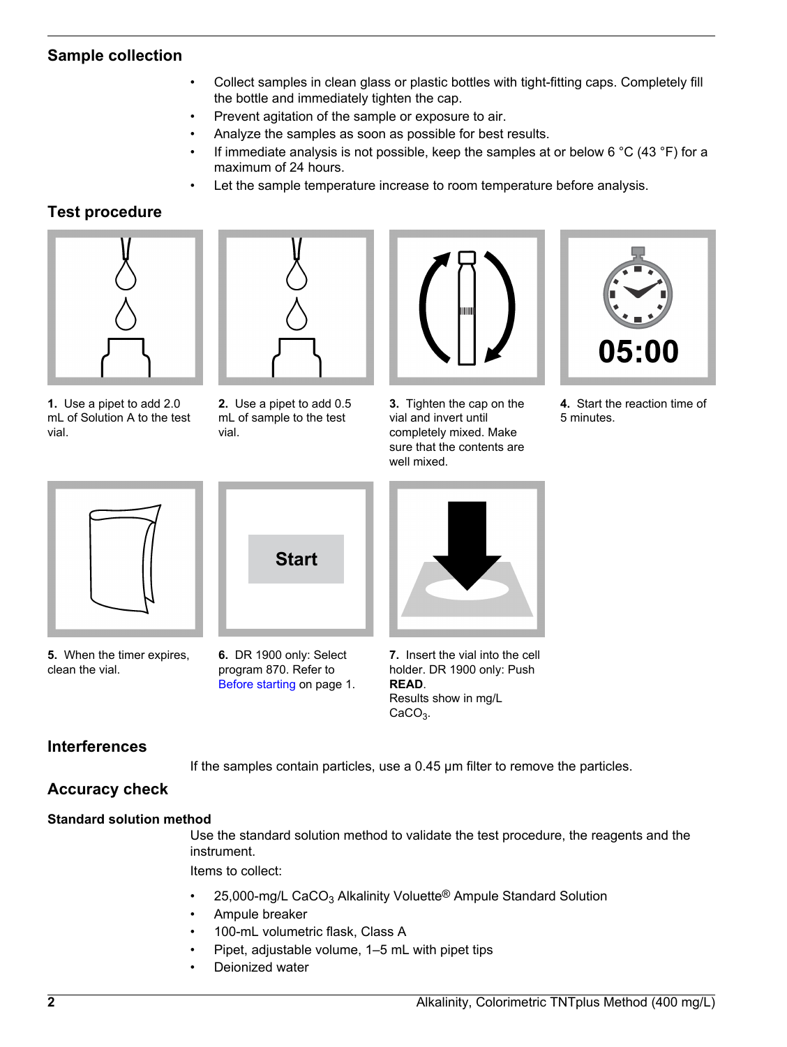## Sample collection

- Collect samples in clean glass or plastic bottles with tight-fitting caps. Completely fill the bottle and immediately tighten the cap.
- Prevent agitation of the sample or exposure to air.
- Analyze the samples as soon as possible for best results.
- If immediate analysis is not possible, keep the samples at or below 6 °C (43 °F) for a maximum of 24 hours.
- Let the sample temperature increase to room temperature before analysis.

## Test procedure

**1.** Use a pipet to add 2.0 mL of Solution A to the test vial.

**2.** Use a pipet to add 0.5 mL of sample to the test vial.

**3.** Tighten the cap on the vial and invert until completely mixed. Make sure that the contents are well mixed.

**4.** Start the reaction time of 5 minutes.

**5.** When the timer expires, clean the vial.

**6.** DR 1900 only: Select program 870. Refer to Before starting on page 1.

**7.** Insert the vial into the cell holder. DR 1900 only: Push **READ**. Results show in mg/L $CaCO_3$.

## Interferences

If the samples contain particles, use a 0.45 µm filter to remove the particles.

## Accuracy check

### Standard solution method

Use the standard solution method to validate the test procedure, the reagents and the instrument.

Items to collect:

- 25,000-mg/L $CaCO_3$ Alkalinity Voluette® Ampule Standard Solution
- Ampule breaker
- 100-mL volumetric flask, Class A
- Pipet, adjustable volume, 1–5 mL with pipet tips
- Deionized water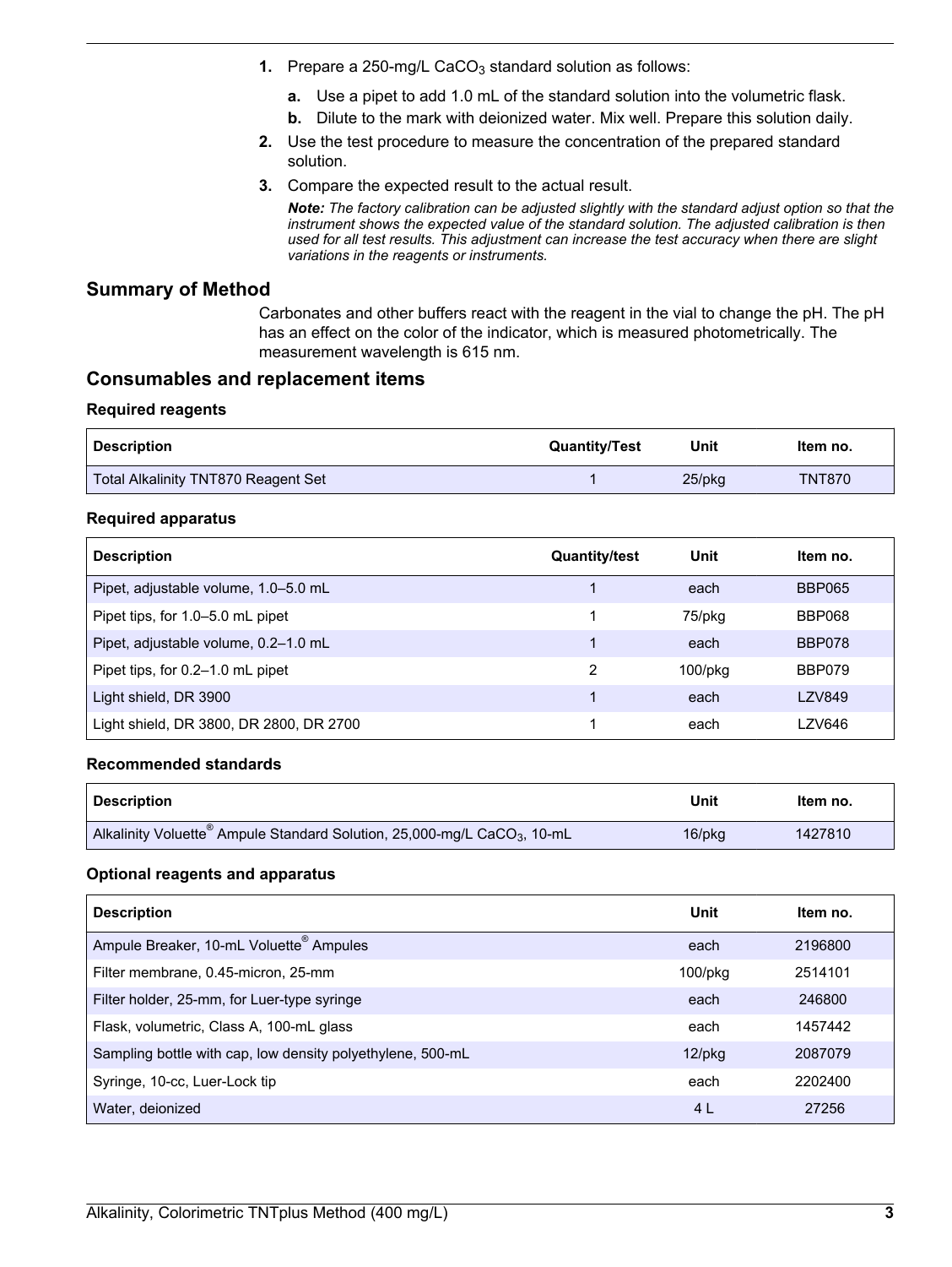1. Prepare a 250-mg/L $CaCO_3$ standard solution as follows:
   - **a.** Use a pipet to add 1.0 mL of the standard solution into the volumetric flask.
   - **b.** Dilute to the mark with deionized water. Mix well. Prepare this solution daily.
2. Use the test procedure to measure the concentration of the prepared standard solution.
3. Compare the expected result to the actual result.

   ***Note:*** *The factory calibration can be adjusted slightly with the standard adjust option so that the instrument shows the expected value of the standard solution. The adjusted calibration is then used for all test results. This adjustment can increase the test accuracy when there are slight variations in the reagents or instruments.*

## Summary of Method

Carbonates and other buffers react with the reagent in the vial to change the pH. The pH has an effect on the color of the indicator, which is measured photometrically. The measurement wavelength is 615 nm.

## Consumables and replacement items

### Required reagents

| Description | Quantity/Test | Unit | Item no. |
|---|---|---|---|
| Total Alkalinity TNT870 Reagent Set | 1 | 25/pkg | TNT870 |

### Required apparatus

| Description | Quantity/test | Unit | Item no. |
|---|---|---|---|
| Pipet, adjustable volume, 1.0–5.0 mL | 1 | each | BBP065 |
| Pipet tips, for 1.0–5.0 mL pipet | 1 | 75/pkg | BBP068 |
| Pipet, adjustable volume, 0.2–1.0 mL | 1 | each | BBP078 |
| Pipet tips, for 0.2–1.0 mL pipet | 2 | 100/pkg | BBP079 |
| Light shield, DR 3900 | 1 | each | LZV849 |
| Light shield, DR 3800, DR 2800, DR 2700 | 1 | each | LZV646 |

### Recommended standards

| Description | Unit | Item no. |
|---|---|---|
| Alkalinity Voluette® Ampule Standard Solution, 25,000-mg/L $CaCO_3$, 10-mL | 16/pkg | 1427810 |

### Optional reagents and apparatus

| Description | Unit | Item no. |
|---|---|---|
| Ampule Breaker, 10-mL Voluette® Ampules | each | 2196800 |
| Filter membrane, 0.45-micron, 25-mm | 100/pkg | 2514101 |
| Filter holder, 25-mm, for Luer-type syringe | each | 246800 |
| Flask, volumetric, Class A, 100-mL glass | each | 1457442 |
| Sampling bottle with cap, low density polyethylene, 500-mL | 12/pkg | 2087079 |
| Syringe, 10-cc, Luer-Lock tip | each | 2202400 |
| Water, deionized | 4 L | 27256 |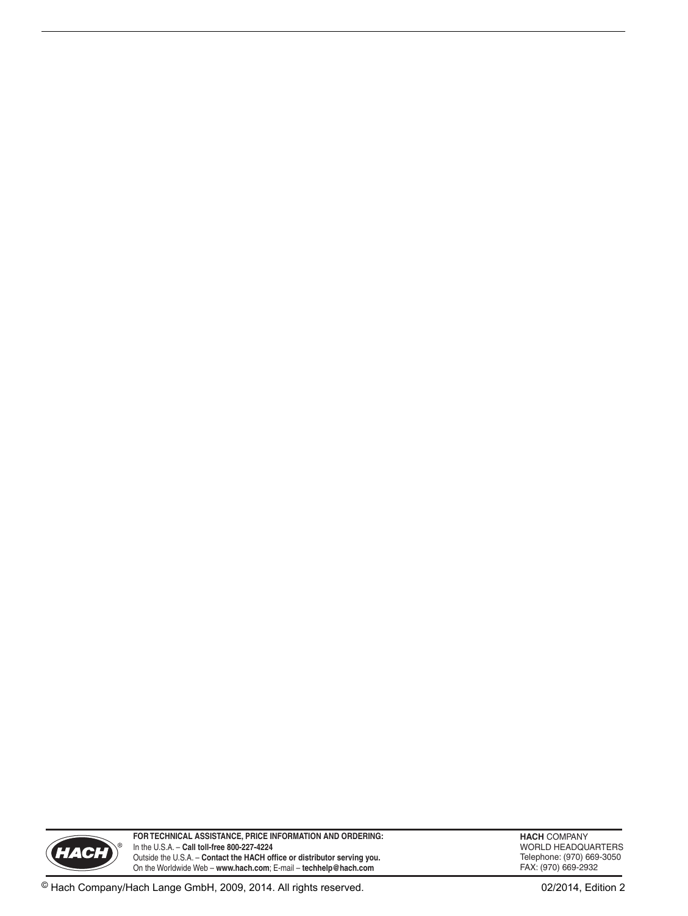**FOR TECHNICAL ASSISTANCE, PRICE INFORMATION AND ORDERING:**
In the U.S.A. – **Call toll-free 800-227-4224**
Outside the U.S.A. – **Contact the HACH office or distributor serving you.**
On the Worldwide Web – **www.hach.com**; E-mail – **techhelp@hach.com**

**HACH** COMPANY
WORLD HEADQUARTERS
Telephone: (970) 669-3050
FAX: (970) 669-2932

© Hach Company/Hach Lange GmbH, 2009, 2014. All rights reserved.

02/2014, Edition 2